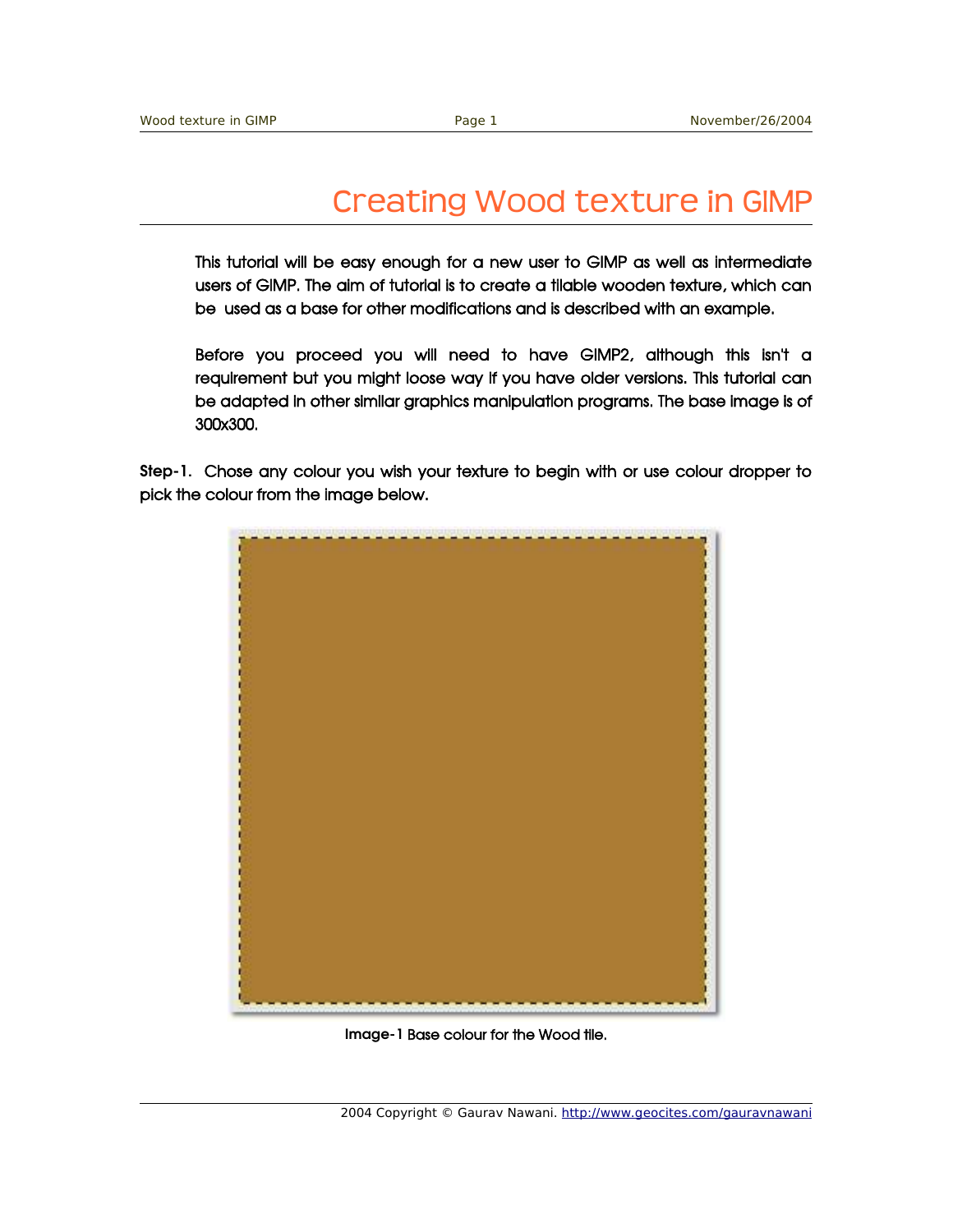# Creating Wood texture in GIMP

This tutorial will be easy enough for a new user to GIMP as well as intermediate users of GIMP. The aim of tutorial is to create a tilable wooden texture, which can be used as a base for other modifications and is described with an example.

Before you proceed you will need to have GIMP2, although this isn't a requirement but you might loose way if you have older versions. This tutorial can be adapted in other similar graphics manipulation programs. The base image is of 300x300.

**Step-1.** Chose any colour you wish your texture to begin with or use colour dropper to pick the colour from the image below.

**Image-1** Base colour for the Wood tile.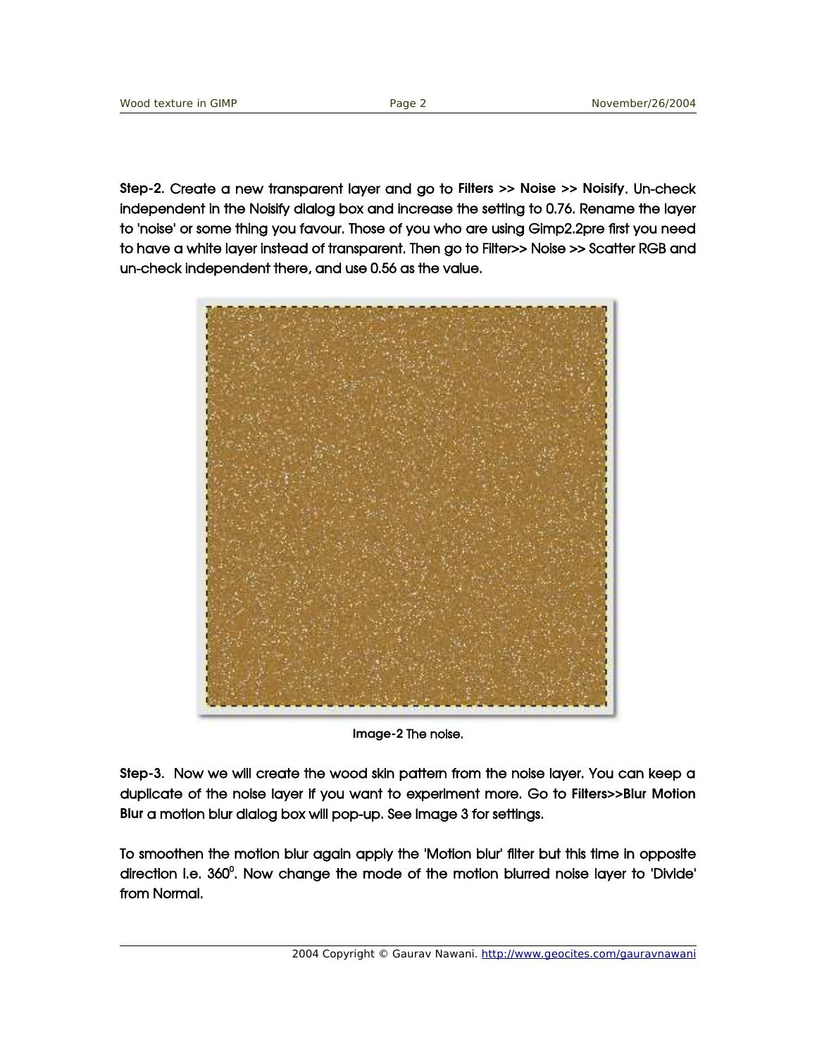**Step-2.** Create a new transparent layer and go to **Filters >> Noise >> Noisify**. Un-check independent in the Noisify dialog box and increase the setting to 0.76. Rename the layer to 'noise' or some thing you favour. Those of you who are using Gimp2.2pre first you need to have a white layer instead of transparent. Then go to Filter>> Noise >> Scatter RGB and un-check independent there, and use 0.56 as the value.

**Image-2** The noise.

**Step-3.** Now we will create the wood skin pattern from the noise layer. You can keep a duplicate of the noise layer if you want to experiment more. Go to **Filters>>Blur Motion Blur** a motion blur dialog box will pop-up. See Image 3 for settings.

To smoothen the motion blur again apply the 'Motion blur' filter but this time in opposite direction i.e. $360^0$. Now change the mode of the motion blurred noise layer to 'Divide' from Normal.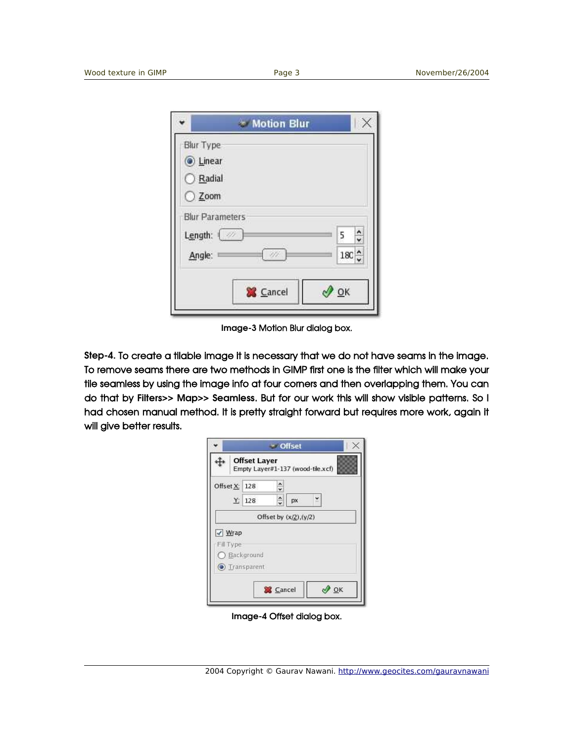Image-3 Motion Blur dialog box.

**Step-4.** To create a tilable image it is necessary that we do not have seams in the image. To remove seams there are two methods in GIMP first one is the filter which will make your tile seamless by using the image info at four corners and then overlapping them. You can do that by **Filters>> Map>> Seamless.** But for our work this will show visible patterns. So I had chosen manual method. It is pretty straight forward but requires more work, again it will give better results.

Image-4 Offset dialog box.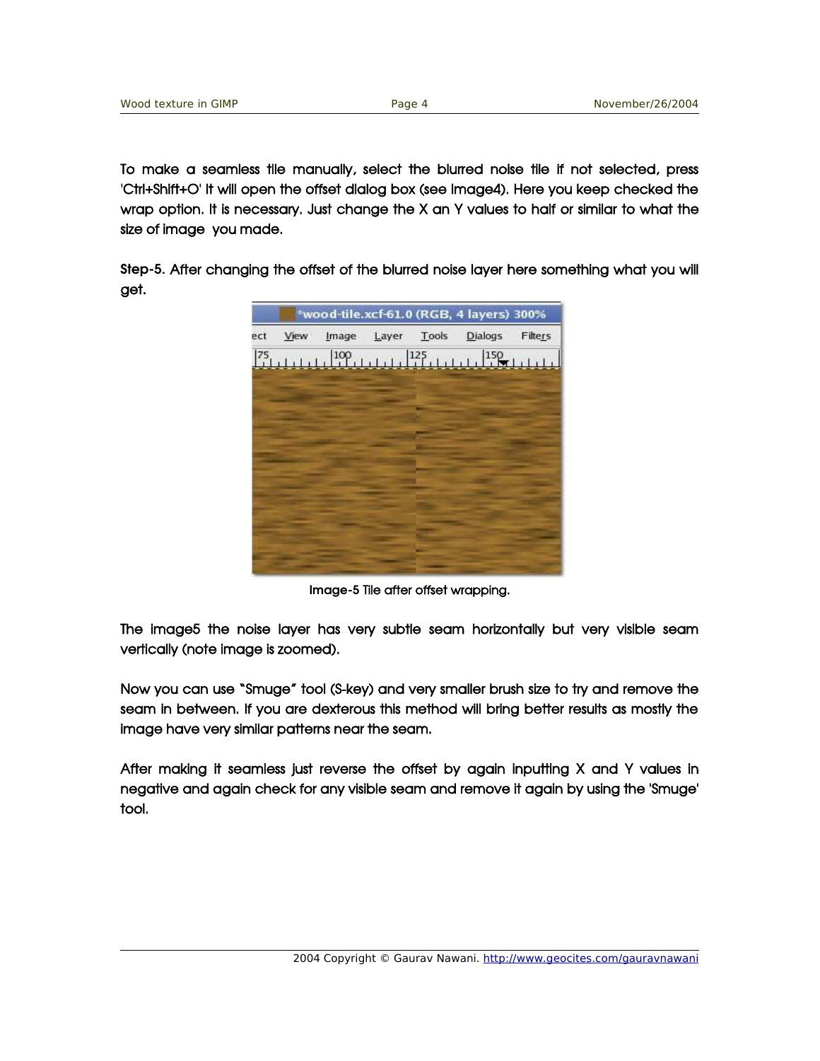To make a seamless tile manually, select the blurred noise tile if not selected, press 'Ctrl+Shift+O' it will open the offset dialog box (see Image4). Here you keep checked the wrap option. It is necessary. Just change the X an Y values to half or similar to what the size of image you made.

**Step-5**. After changing the offset of the blurred noise layer here something what you will get.

**Image-5** Tile after offset wrapping.

The Image5 the noise layer has very subtle seam horizontally but very visible seam vertically (note image is zoomed).

Now you can use "Smuge" tool (S-key) and very smaller brush size to try and remove the seam in between. If you are dexterous this method will bring better results as mostly the image have very similar patterns near the seam.

After making it seamless just reverse the offset by again inputting X and Y values in negative and again check for any visible seam and remove it again by using the 'Smuge' tool.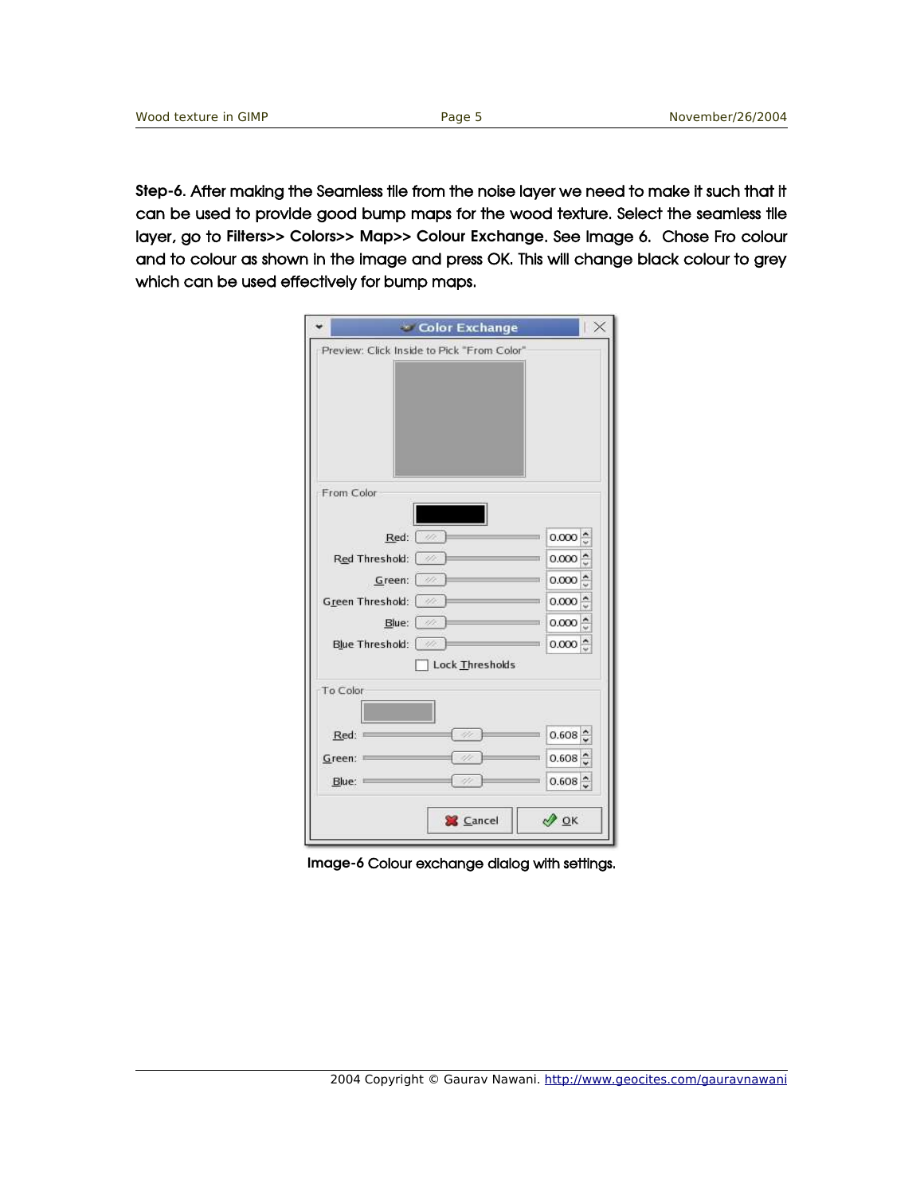**Step-6**. After making the Seamless tile from the noise layer we need to make it such that it can be used to provide good bump maps for the wood texture. Select the seamless tile layer, go to **Filters>> Colors>> Map>> Colour Exchange**. See Image 6. Chose Fro colour and to colour as shown in the image and press OK. This will change black colour to grey which can be used effectively for bump maps.

Image-6 Colour exchange dialog with settings.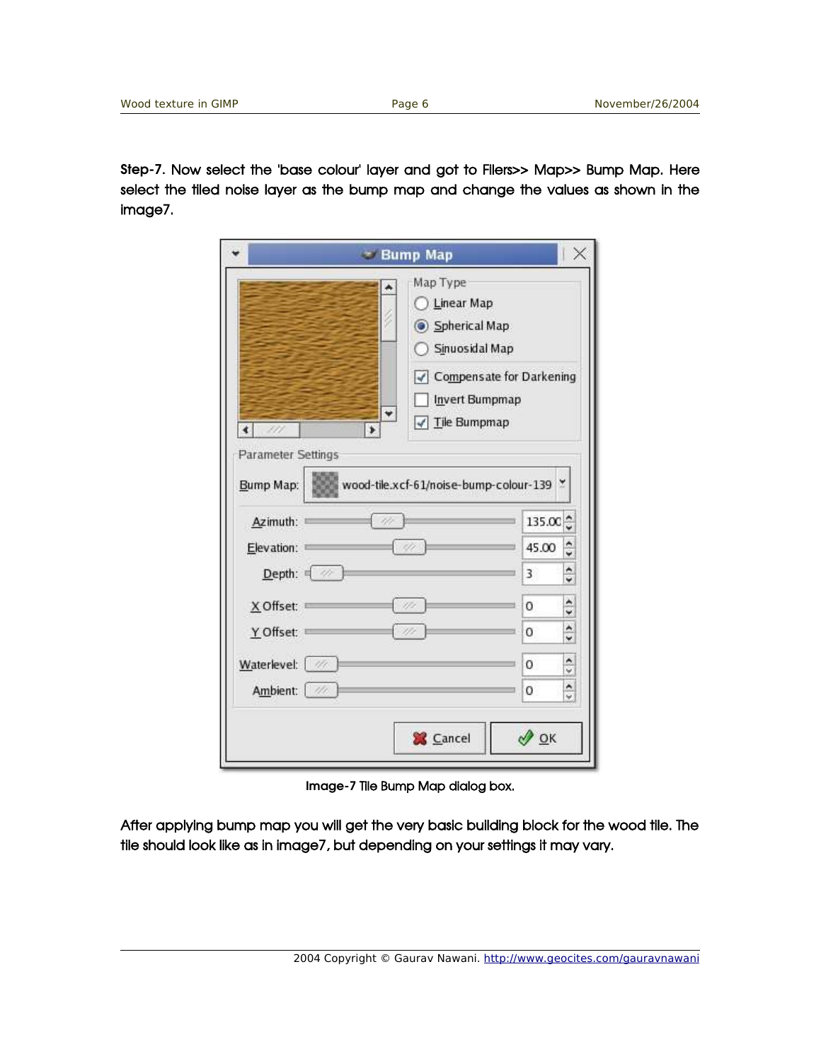**Step-7.** Now select the 'base colour' layer and got to Filers>> Map>> Bump Map. Here select the tiled noise layer as the bump map and change the values as shown in the image7.

Image-7 Tile Bump Map dialog box.

After applying bump map you will get the very basic building block for the wood tile. The tile should look like as in image7, but depending on your settings it may vary.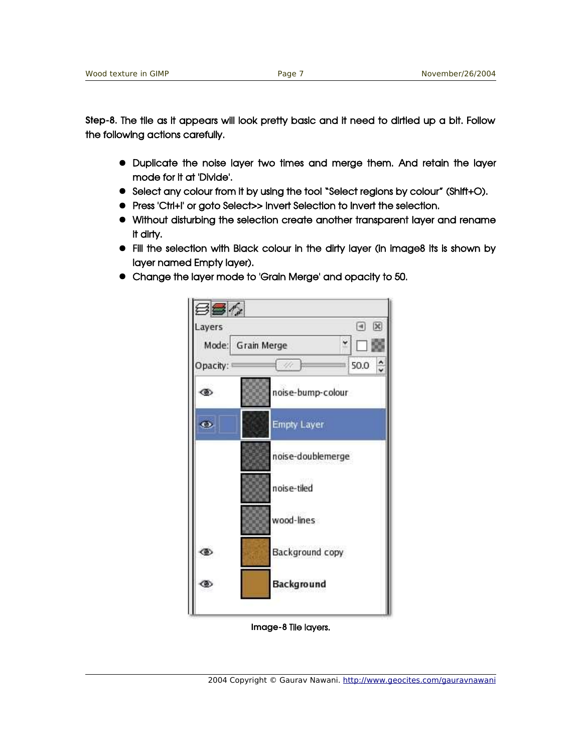**Step-8.** The tile as it appears will look pretty basic and it need to dirtied up a bit. Follow the following actions carefully.

- Duplicate the noise layer two times and merge them. And retain the layer mode for it at 'Divide'.
- Select any colour from it by using the tool "Select regions by colour" (Shift+O).
- Press 'Ctrl+I' or goto Select>> Invert Selection to invert the selection.
- Without disturbing the selection create another transparent layer and rename it dirty.
- Fill the selection with Black colour in the dirty layer (In image8 its is shown by layer named Empty layer).
- Change the layer mode to 'Grain Merge' and opacity to 50.

Image-8 Tile layers.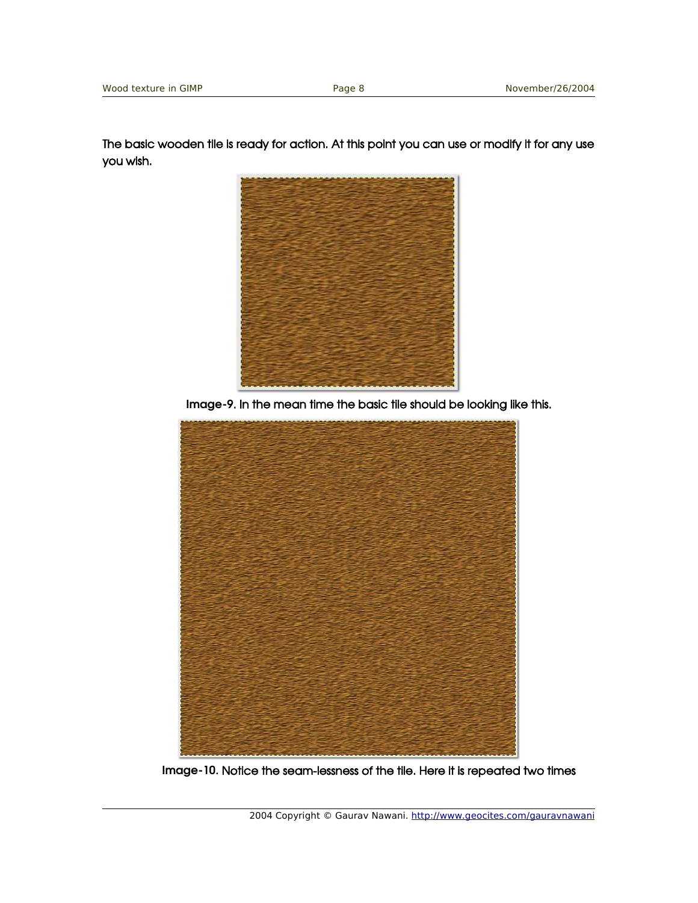The basic wooden tile is ready for action. At this point you can use or modify it for any use you wish.

**Image-9.** In the mean time the basic tile should be looking like this.

**Image-10.** Notice the seam-lessness of the tile. Here it is repeated two times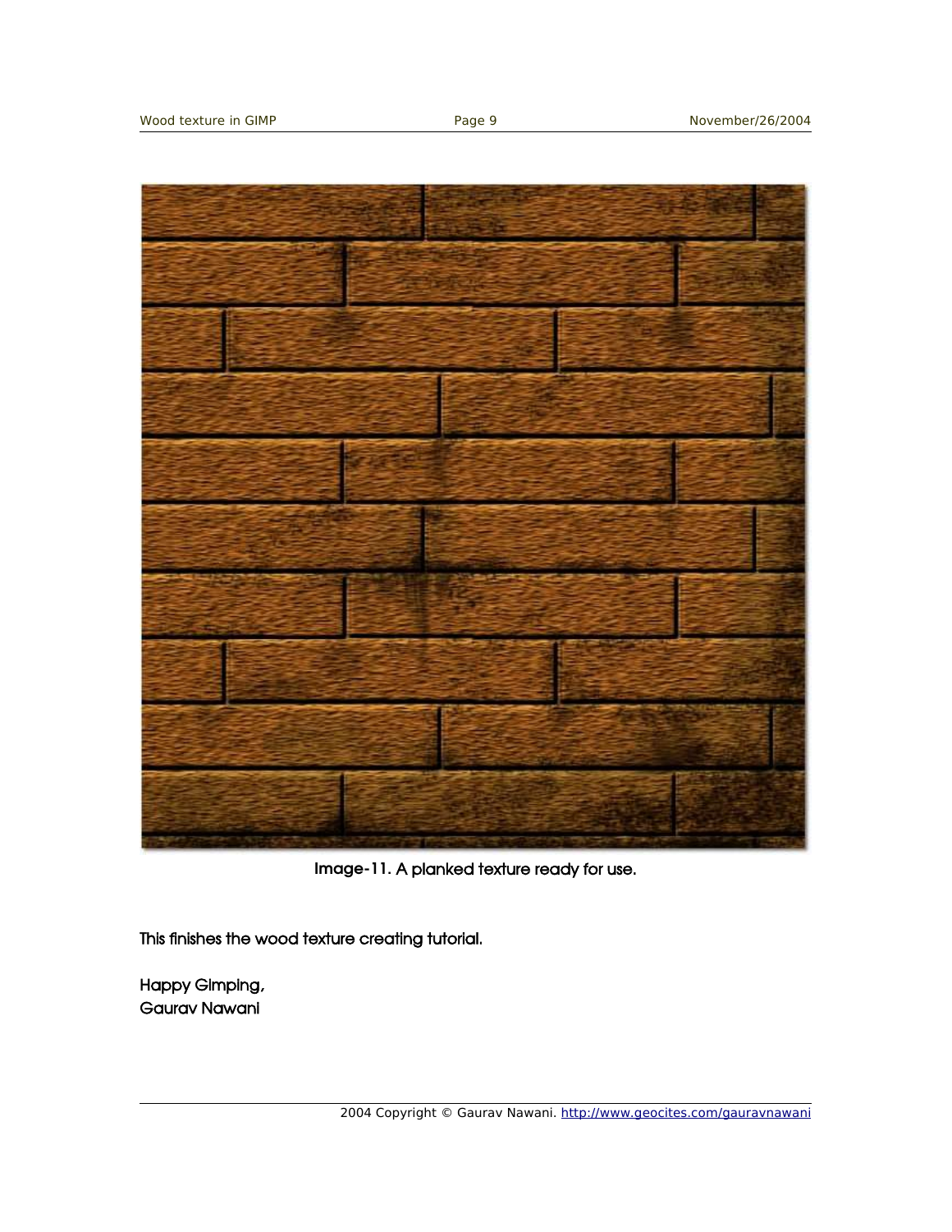Image-11. A planked texture ready for use.

This finishes the wood texture creating tutorial.

Happy Gimping,
Gaurav Nawani